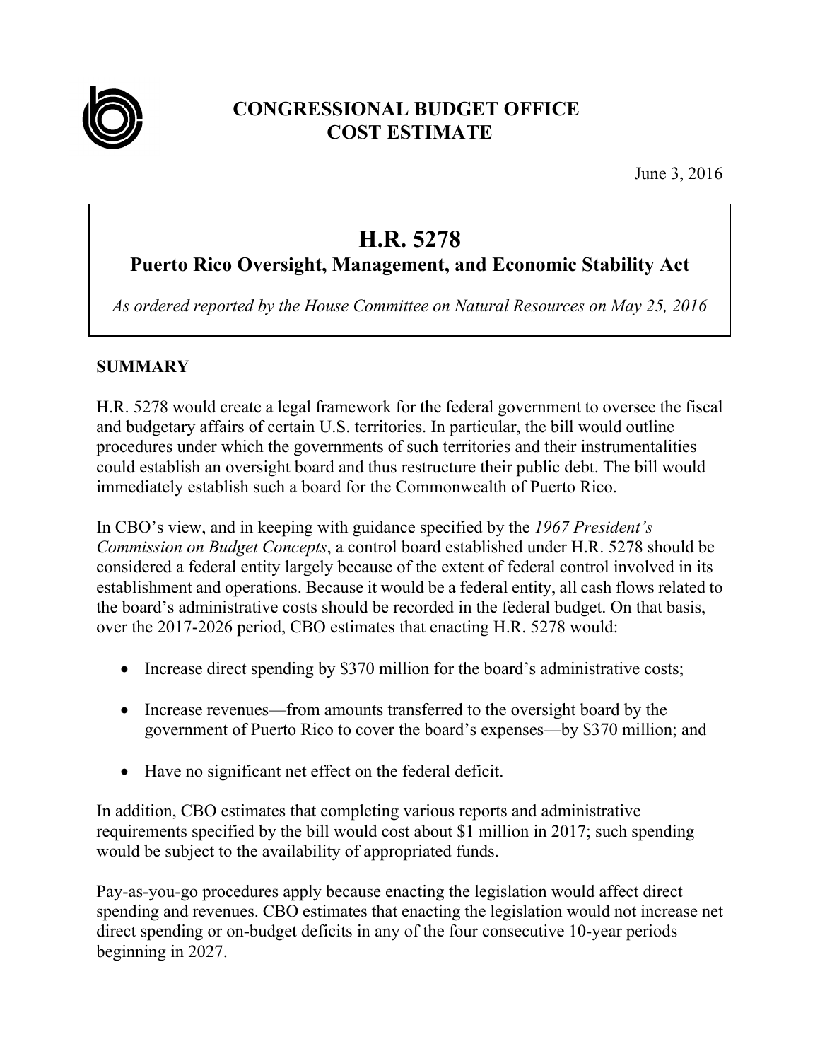# CONGRESSIONAL BUDGET OFFICE
# COST ESTIMATE

June 3, 2016

## H.R. 5278
### Puerto Rico Oversight, Management, and Economic Stability Act

*As ordered reported by the House Committee on Natural Resources on May 25, 2016*

## SUMMARY

H.R. 5278 would create a legal framework for the federal government to oversee the fiscal and budgetary affairs of certain U.S. territories. In particular, the bill would outline procedures under which the governments of such territories and their instrumentalities could establish an oversight board and thus restructure their public debt. The bill would immediately establish such a board for the Commonwealth of Puerto Rico.

In CBO's view, and in keeping with guidance specified by the *1967 President's Commission on Budget Concepts*, a control board established under H.R. 5278 should be considered a federal entity largely because of the extent of federal control involved in its establishment and operations. Because it would be a federal entity, all cash flows related to the board's administrative costs should be recorded in the federal budget. On that basis, over the 2017-2026 period, CBO estimates that enacting H.R. 5278 would:

- Increase direct spending by $370 million for the board's administrative costs;
- Increase revenues—from amounts transferred to the oversight board by the government of Puerto Rico to cover the board's expenses—by $370 million; and
- Have no significant net effect on the federal deficit.

In addition, CBO estimates that completing various reports and administrative requirements specified by the bill would cost about $1 million in 2017; such spending would be subject to the availability of appropriated funds.

Pay-as-you-go procedures apply because enacting the legislation would affect direct spending and revenues. CBO estimates that enacting the legislation would not increase net direct spending or on-budget deficits in any of the four consecutive 10-year periods beginning in 2027.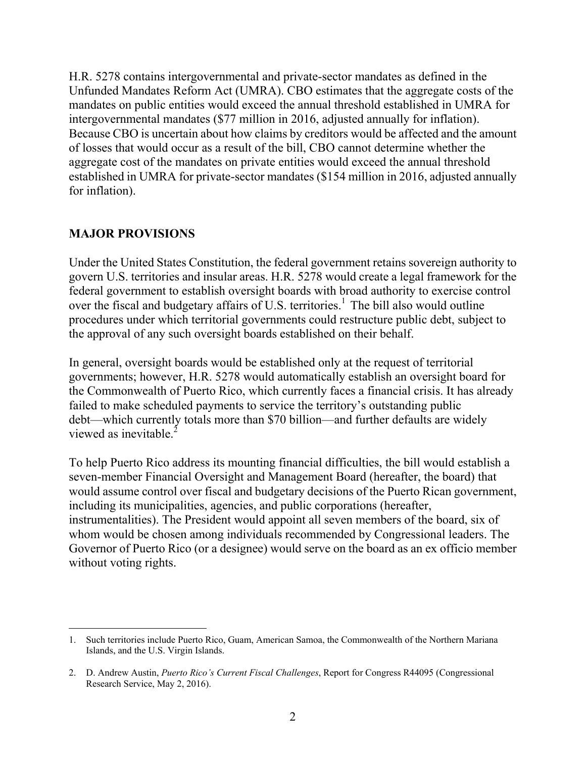H.R. 5278 contains intergovernmental and private-sector mandates as defined in the Unfunded Mandates Reform Act (UMRA). CBO estimates that the aggregate costs of the mandates on public entities would exceed the annual threshold established in UMRA for intergovernmental mandates ($77 million in 2016, adjusted annually for inflation). Because CBO is uncertain about how claims by creditors would be affected and the amount of losses that would occur as a result of the bill, CBO cannot determine whether the aggregate cost of the mandates on private entities would exceed the annual threshold established in UMRA for private-sector mandates ($154 million in 2016, adjusted annually for inflation).

## MAJOR PROVISIONS

Under the United States Constitution, the federal government retains sovereign authority to govern U.S. territories and insular areas. H.R. 5278 would create a legal framework for the federal government to establish oversight boards with broad authority to exercise control over the fiscal and budgetary affairs of U.S. territories.[1] The bill also would outline procedures under which territorial governments could restructure public debt, subject to the approval of any such oversight boards established on their behalf.

In general, oversight boards would be established only at the request of territorial governments; however, H.R. 5278 would automatically establish an oversight board for the Commonwealth of Puerto Rico, which currently faces a financial crisis. It has already failed to make scheduled payments to service the territory's outstanding public debt—which currently totals more than $70 billion—and further defaults are widely viewed as inevitable.[2]

To help Puerto Rico address its mounting financial difficulties, the bill would establish a seven-member Financial Oversight and Management Board (hereafter, the board) that would assume control over fiscal and budgetary decisions of the Puerto Rican government, including its municipalities, agencies, and public corporations (hereafter, instrumentalities). The President would appoint all seven members of the board, six of whom would be chosen among individuals recommended by Congressional leaders. The Governor of Puerto Rico (or a designee) would serve on the board as an ex officio member without voting rights.

---

1. Such territories include Puerto Rico, Guam, American Samoa, the Commonwealth of the Northern Mariana Islands, and the U.S. Virgin Islands.

2. D. Andrew Austin, *Puerto Rico's Current Fiscal Challenges*, Report for Congress R44095 (Congressional Research Service, May 2, 2016).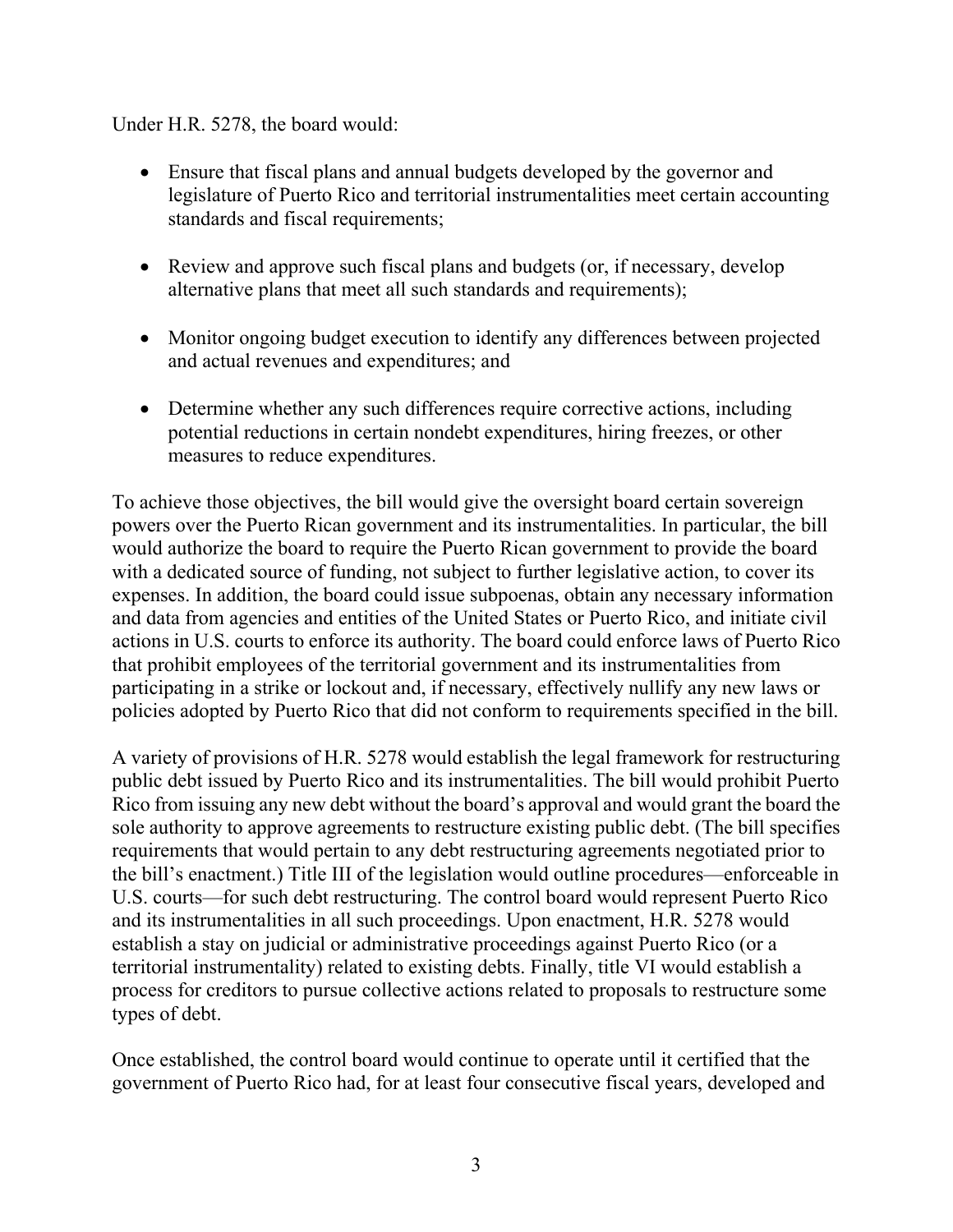Under H.R. 5278, the board would:

- Ensure that fiscal plans and annual budgets developed by the governor and legislature of Puerto Rico and territorial instrumentalities meet certain accounting standards and fiscal requirements;
- Review and approve such fiscal plans and budgets (or, if necessary, develop alternative plans that meet all such standards and requirements);
- Monitor ongoing budget execution to identify any differences between projected and actual revenues and expenditures; and
- Determine whether any such differences require corrective actions, including potential reductions in certain nondebt expenditures, hiring freezes, or other measures to reduce expenditures.

To achieve those objectives, the bill would give the oversight board certain sovereign powers over the Puerto Rican government and its instrumentalities. In particular, the bill would authorize the board to require the Puerto Rican government to provide the board with a dedicated source of funding, not subject to further legislative action, to cover its expenses. In addition, the board could issue subpoenas, obtain any necessary information and data from agencies and entities of the United States or Puerto Rico, and initiate civil actions in U.S. courts to enforce its authority. The board could enforce laws of Puerto Rico that prohibit employees of the territorial government and its instrumentalities from participating in a strike or lockout and, if necessary, effectively nullify any new laws or policies adopted by Puerto Rico that did not conform to requirements specified in the bill.

A variety of provisions of H.R. 5278 would establish the legal framework for restructuring public debt issued by Puerto Rico and its instrumentalities. The bill would prohibit Puerto Rico from issuing any new debt without the board's approval and would grant the board the sole authority to approve agreements to restructure existing public debt. (The bill specifies requirements that would pertain to any debt restructuring agreements negotiated prior to the bill's enactment.) Title III of the legislation would outline procedures—enforceable in U.S. courts—for such debt restructuring. The control board would represent Puerto Rico and its instrumentalities in all such proceedings. Upon enactment, H.R. 5278 would establish a stay on judicial or administrative proceedings against Puerto Rico (or a territorial instrumentality) related to existing debts. Finally, title VI would establish a process for creditors to pursue collective actions related to proposals to restructure some types of debt.

Once established, the control board would continue to operate until it certified that the government of Puerto Rico had, for at least four consecutive fiscal years, developed and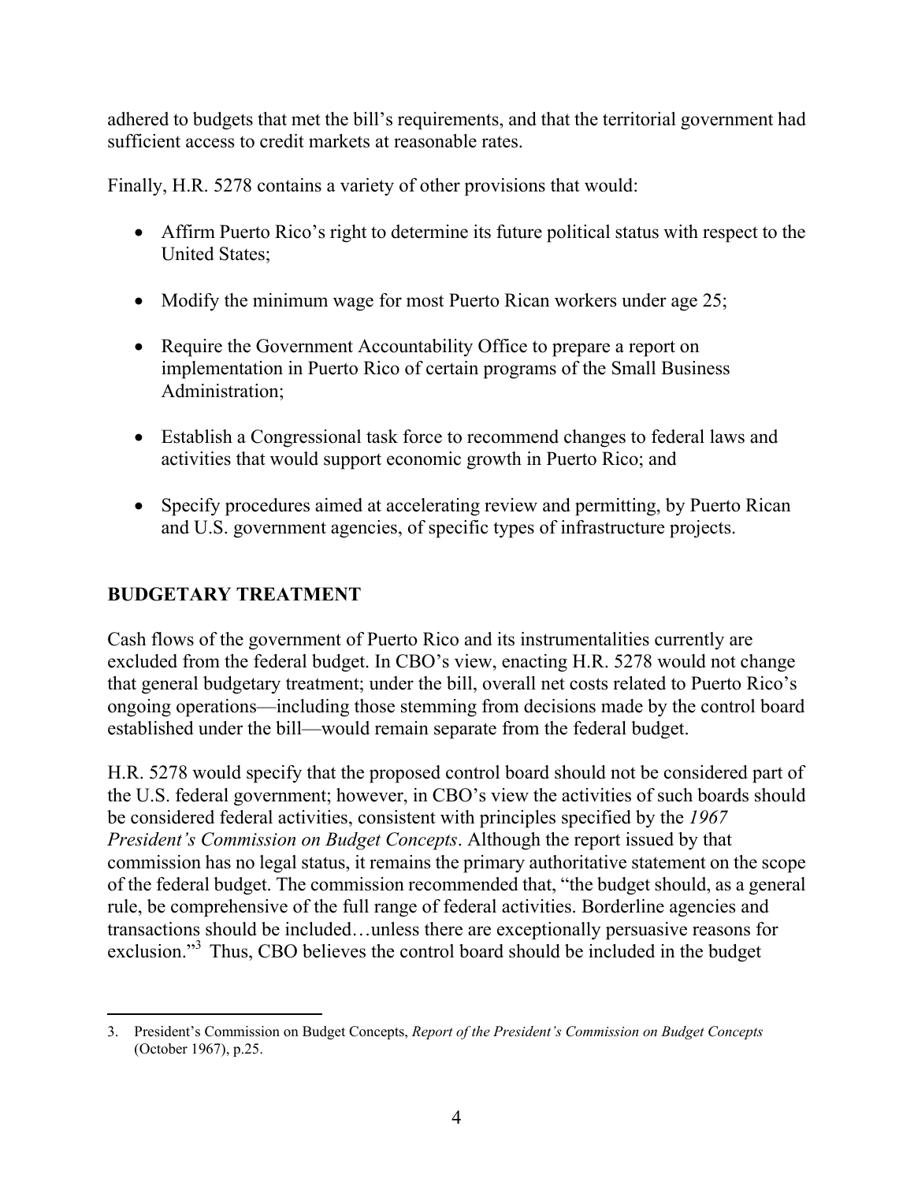adhered to budgets that met the bill's requirements, and that the territorial government had sufficient access to credit markets at reasonable rates.

Finally, H.R. 5278 contains a variety of other provisions that would:

- Affirm Puerto Rico's right to determine its future political status with respect to the United States;
- Modify the minimum wage for most Puerto Rican workers under age 25;
- Require the Government Accountability Office to prepare a report on implementation in Puerto Rico of certain programs of the Small Business Administration;
- Establish a Congressional task force to recommend changes to federal laws and activities that would support economic growth in Puerto Rico; and
- Specify procedures aimed at accelerating review and permitting, by Puerto Rican and U.S. government agencies, of specific types of infrastructure projects.

## BUDGETARY TREATMENT

Cash flows of the government of Puerto Rico and its instrumentalities currently are excluded from the federal budget. In CBO's view, enacting H.R. 5278 would not change that general budgetary treatment; under the bill, overall net costs related to Puerto Rico's ongoing operations—including those stemming from decisions made by the control board established under the bill—would remain separate from the federal budget.

H.R. 5278 would specify that the proposed control board should not be considered part of the U.S. federal government; however, in CBO's view the activities of such boards should be considered federal activities, consistent with principles specified by the *1967 President's Commission on Budget Concepts*. Although the report issued by that commission has no legal status, it remains the primary authoritative statement on the scope of the federal budget. The commission recommended that, "the budget should, as a general rule, be comprehensive of the full range of federal activities. Borderline agencies and transactions should be included…unless there are exceptionally persuasive reasons for exclusion."[3] Thus, CBO believes the control board should be included in the budget

---

3. President's Commission on Budget Concepts, *Report of the President's Commission on Budget Concepts* (October 1967), p.25.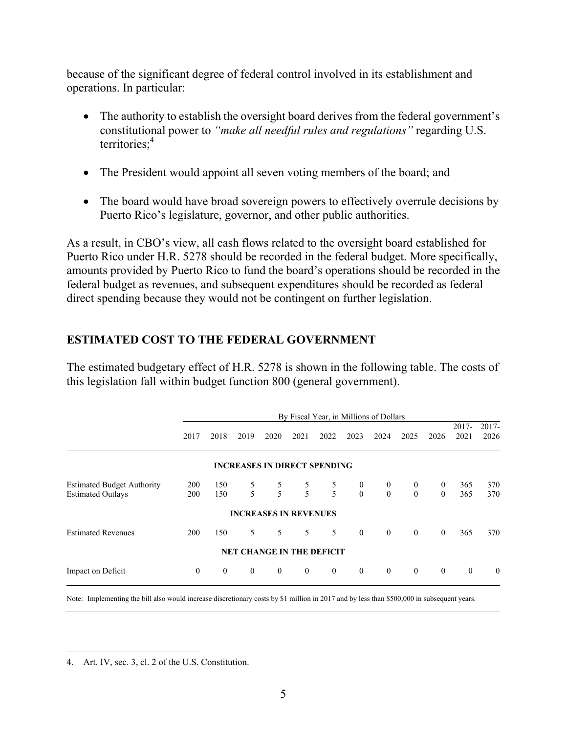because of the significant degree of federal control involved in its establishment and operations. In particular:

- The authority to establish the oversight board derives from the federal government's constitutional power to *"make all needful rules and regulations"* regarding U.S. territories;[4]
- The President would appoint all seven voting members of the board; and
- The board would have broad sovereign powers to effectively overrule decisions by Puerto Rico's legislature, governor, and other public authorities.

As a result, in CBO's view, all cash flows related to the oversight board established for Puerto Rico under H.R. 5278 should be recorded in the federal budget. More specifically, amounts provided by Puerto Rico to fund the board's operations should be recorded in the federal budget as revenues, and subsequent expenditures should be recorded as federal direct spending because they would not be contingent on further legislation.

## ESTIMATED COST TO THE FEDERAL GOVERNMENT

The estimated budgetary effect of H.R. 5278 is shown in the following table. The costs of this legislation fall within budget function 800 (general government).

| | By Fiscal Year, in Millions of Dollars | | | | | | | | | | | |
|---|---|---|---|---|---|---|---|---|---|---|---|---|
| | 2017 | 2018 | 2019 | 2020 | 2021 | 2022 | 2023 | 2024 | 2025 | 2026 | 2017-2021 | 2017-2026 |
| **INCREASES IN DIRECT SPENDING** | | | | | | | | | | | | |
| Estimated Budget Authority | 200 | 150 | 5 | 5 | 5 | 5 | 0 | 0 | 0 | 0 | 365 | 370 |
| Estimated Outlays | 200 | 150 | 5 | 5 | 5 | 5 | 0 | 0 | 0 | 0 | 365 | 370 |
| **INCREASES IN REVENUES** | | | | | | | | | | | | |
| Estimated Revenues | 200 | 150 | 5 | 5 | 5 | 5 | 0 | 0 | 0 | 0 | 365 | 370 |
| **NET CHANGE IN THE DEFICIT** | | | | | | | | | | | | |
| Impact on Deficit | 0 | 0 | 0 | 0 | 0 | 0 | 0 | 0 | 0 | 0 | 0 | 0 |

Note: Implementing the bill also would increase discretionary costs by $1 million in 2017 and by less than $500,000 in subsequent years.

4. Art. IV, sec. 3, cl. 2 of the U.S. Constitution.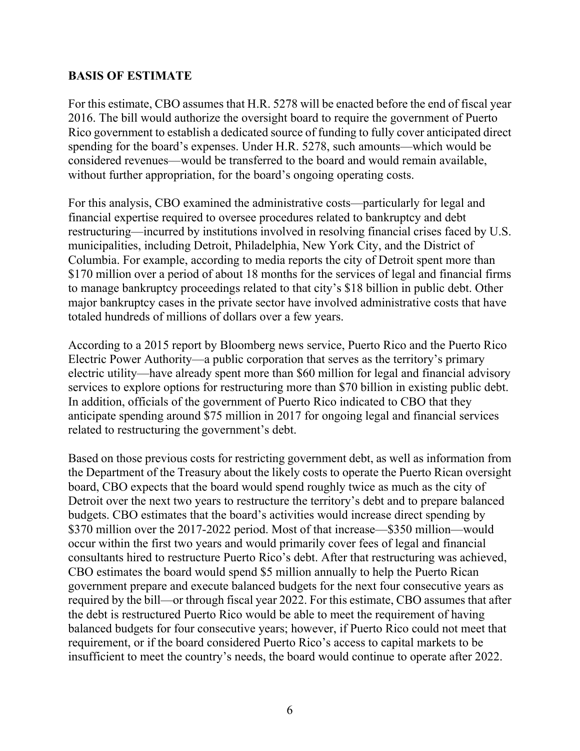## BASIS OF ESTIMATE

For this estimate, CBO assumes that H.R. 5278 will be enacted before the end of fiscal year 2016. The bill would authorize the oversight board to require the government of Puerto Rico government to establish a dedicated source of funding to fully cover anticipated direct spending for the board's expenses. Under H.R. 5278, such amounts—which would be considered revenues—would be transferred to the board and would remain available, without further appropriation, for the board's ongoing operating costs.

For this analysis, CBO examined the administrative costs—particularly for legal and financial expertise required to oversee procedures related to bankruptcy and debt restructuring—incurred by institutions involved in resolving financial crises faced by U.S. municipalities, including Detroit, Philadelphia, New York City, and the District of Columbia. For example, according to media reports the city of Detroit spent more than $170 million over a period of about 18 months for the services of legal and financial firms to manage bankruptcy proceedings related to that city's $18 billion in public debt. Other major bankruptcy cases in the private sector have involved administrative costs that have totaled hundreds of millions of dollars over a few years.

According to a 2015 report by Bloomberg news service, Puerto Rico and the Puerto Rico Electric Power Authority—a public corporation that serves as the territory's primary electric utility—have already spent more than $60 million for legal and financial advisory services to explore options for restructuring more than $70 billion in existing public debt. In addition, officials of the government of Puerto Rico indicated to CBO that they anticipate spending around $75 million in 2017 for ongoing legal and financial services related to restructuring the government's debt.

Based on those previous costs for restricting government debt, as well as information from the Department of the Treasury about the likely costs to operate the Puerto Rican oversight board, CBO expects that the board would spend roughly twice as much as the city of Detroit over the next two years to restructure the territory's debt and to prepare balanced budgets. CBO estimates that the board's activities would increase direct spending by $370 million over the 2017-2022 period. Most of that increase—$350 million—would occur within the first two years and would primarily cover fees of legal and financial consultants hired to restructure Puerto Rico's debt. After that restructuring was achieved, CBO estimates the board would spend $5 million annually to help the Puerto Rican government prepare and execute balanced budgets for the next four consecutive years as required by the bill—or through fiscal year 2022. For this estimate, CBO assumes that after the debt is restructured Puerto Rico would be able to meet the requirement of having balanced budgets for four consecutive years; however, if Puerto Rico could not meet that requirement, or if the board considered Puerto Rico's access to capital markets to be insufficient to meet the country's needs, the board would continue to operate after 2022.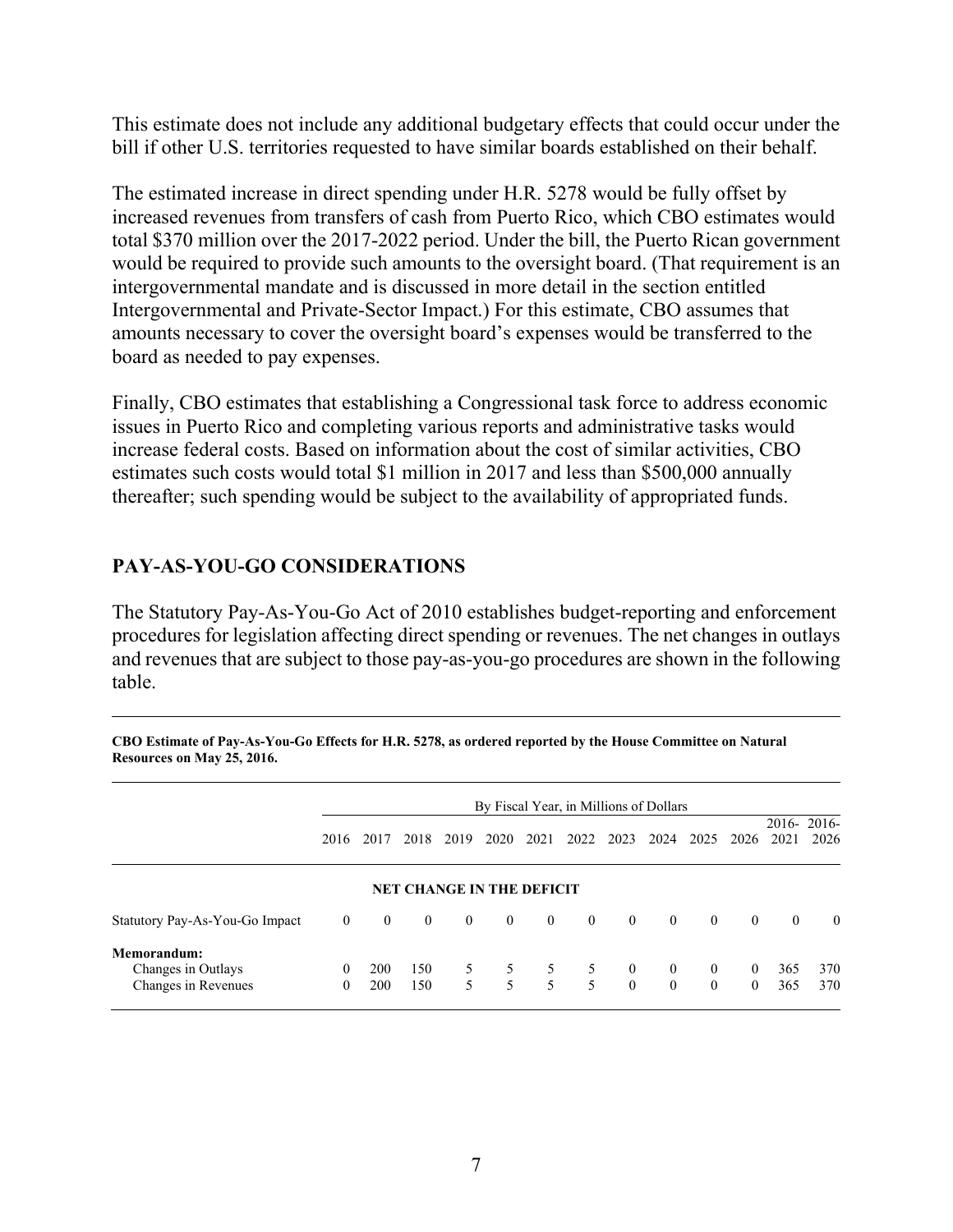This estimate does not include any additional budgetary effects that could occur under the bill if other U.S. territories requested to have similar boards established on their behalf.

The estimated increase in direct spending under H.R. 5278 would be fully offset by increased revenues from transfers of cash from Puerto Rico, which CBO estimates would total $370 million over the 2017-2022 period. Under the bill, the Puerto Rican government would be required to provide such amounts to the oversight board. (That requirement is an intergovernmental mandate and is discussed in more detail in the section entitled Intergovernmental and Private-Sector Impact.) For this estimate, CBO assumes that amounts necessary to cover the oversight board's expenses would be transferred to the board as needed to pay expenses.

Finally, CBO estimates that establishing a Congressional task force to address economic issues in Puerto Rico and completing various reports and administrative tasks would increase federal costs. Based on information about the cost of similar activities, CBO estimates such costs would total $1 million in 2017 and less than $500,000 annually thereafter; such spending would be subject to the availability of appropriated funds.

## PAY-AS-YOU-GO CONSIDERATIONS

The Statutory Pay-As-You-Go Act of 2010 establishes budget-reporting and enforcement procedures for legislation affecting direct spending or revenues. The net changes in outlays and revenues that are subject to those pay-as-you-go procedures are shown in the following table.

**CBO Estimate of Pay-As-You-Go Effects for H.R. 5278, as ordered reported by the House Committee on Natural Resources on May 25, 2016.**

| | By Fiscal Year, in Millions of Dollars | | | | | | | | | | | | |
|---|---|---|---|---|---|---|---|---|---|---|---|---|---|
| | 2016 | 2017 | 2018 | 2019 | 2020 | 2021 | 2022 | 2023 | 2024 | 2025 | 2026 | 2016-2021 | 2016-2026 |
| **NET CHANGE IN THE DEFICIT** | | | | | | | | | | | | | |
| Statutory Pay-As-You-Go Impact | 0 | 0 | 0 | 0 | 0 | 0 | 0 | 0 | 0 | 0 | 0 | 0 | 0 |
| **Memorandum:** | | | | | | | | | | | | | |
| Changes in Outlays | 0 | 200 | 150 | 5 | 5 | 5 | 5 | 0 | 0 | 0 | 0 | 365 | 370 |
| Changes in Revenues | 0 | 200 | 150 | 5 | 5 | 5 | 5 | 0 | 0 | 0 | 0 | 365 | 370 |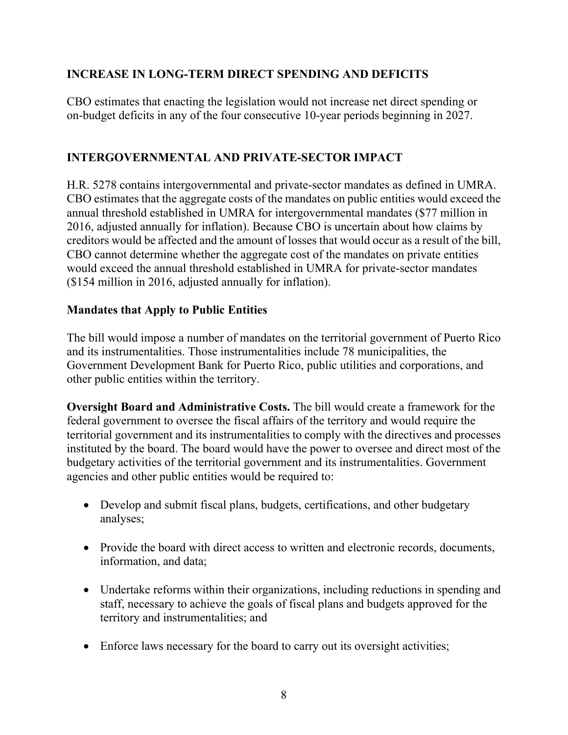## INCREASE IN LONG-TERM DIRECT SPENDING AND DEFICITS

CBO estimates that enacting the legislation would not increase net direct spending or on-budget deficits in any of the four consecutive 10-year periods beginning in 2027.

## INTERGOVERNMENTAL AND PRIVATE-SECTOR IMPACT

H.R. 5278 contains intergovernmental and private-sector mandates as defined in UMRA. CBO estimates that the aggregate costs of the mandates on public entities would exceed the annual threshold established in UMRA for intergovernmental mandates ($77 million in 2016, adjusted annually for inflation). Because CBO is uncertain about how claims by creditors would be affected and the amount of losses that would occur as a result of the bill, CBO cannot determine whether the aggregate cost of the mandates on private entities would exceed the annual threshold established in UMRA for private-sector mandates ($154 million in 2016, adjusted annually for inflation).

### Mandates that Apply to Public Entities

The bill would impose a number of mandates on the territorial government of Puerto Rico and its instrumentalities. Those instrumentalities include 78 municipalities, the Government Development Bank for Puerto Rico, public utilities and corporations, and other public entities within the territory.

**Oversight Board and Administrative Costs.** The bill would create a framework for the federal government to oversee the fiscal affairs of the territory and would require the territorial government and its instrumentalities to comply with the directives and processes instituted by the board. The board would have the power to oversee and direct most of the budgetary activities of the territorial government and its instrumentalities. Government agencies and other public entities would be required to:

- Develop and submit fiscal plans, budgets, certifications, and other budgetary analyses;
- Provide the board with direct access to written and electronic records, documents, information, and data;
- Undertake reforms within their organizations, including reductions in spending and staff, necessary to achieve the goals of fiscal plans and budgets approved for the territory and instrumentalities; and
- Enforce laws necessary for the board to carry out its oversight activities;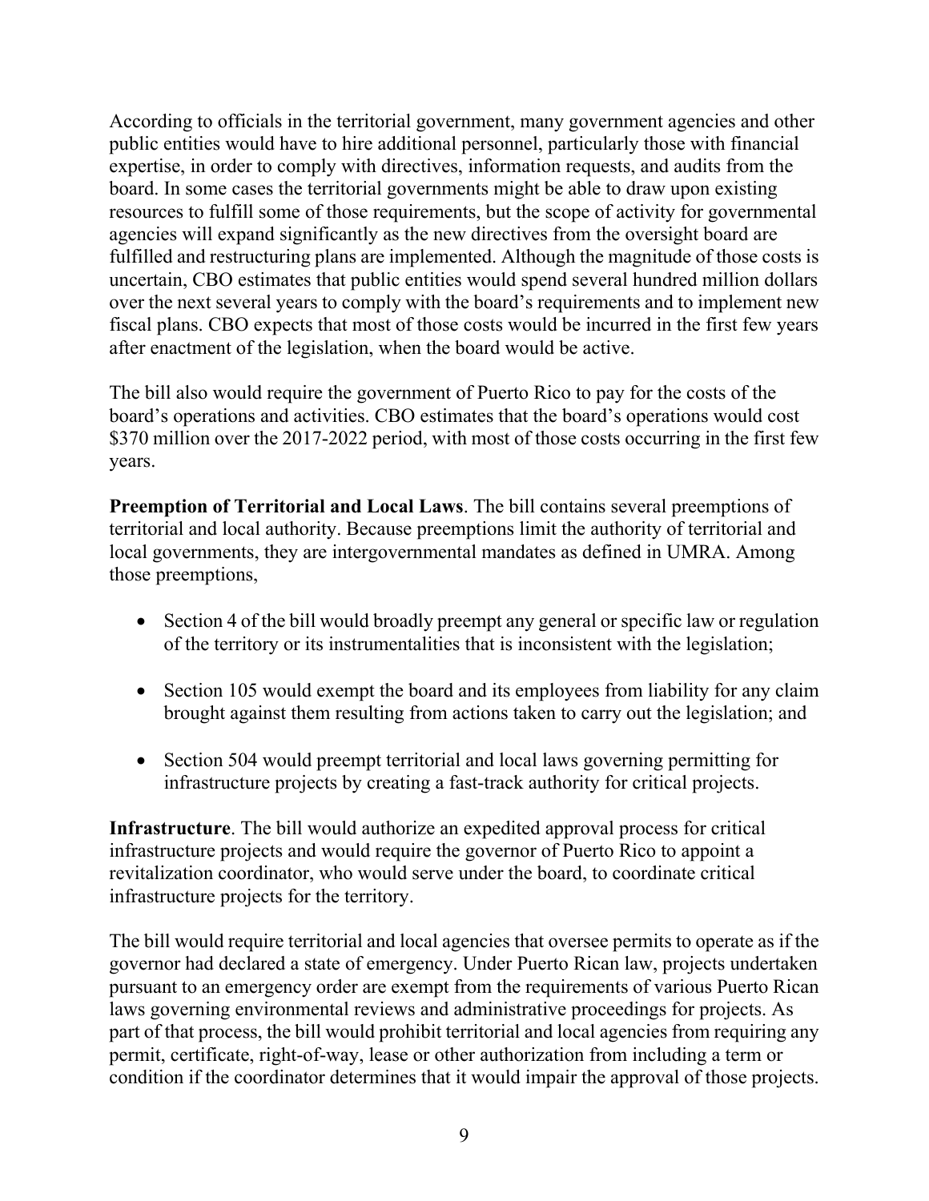According to officials in the territorial government, many government agencies and other public entities would have to hire additional personnel, particularly those with financial expertise, in order to comply with directives, information requests, and audits from the board. In some cases the territorial governments might be able to draw upon existing resources to fulfill some of those requirements, but the scope of activity for governmental agencies will expand significantly as the new directives from the oversight board are fulfilled and restructuring plans are implemented. Although the magnitude of those costs is uncertain, CBO estimates that public entities would spend several hundred million dollars over the next several years to comply with the board's requirements and to implement new fiscal plans. CBO expects that most of those costs would be incurred in the first few years after enactment of the legislation, when the board would be active.

The bill also would require the government of Puerto Rico to pay for the costs of the board's operations and activities. CBO estimates that the board's operations would cost $370 million over the 2017-2022 period, with most of those costs occurring in the first few years.

**Preemption of Territorial and Local Laws**. The bill contains several preemptions of territorial and local authority. Because preemptions limit the authority of territorial and local governments, they are intergovernmental mandates as defined in UMRA. Among those preemptions,

- Section 4 of the bill would broadly preempt any general or specific law or regulation of the territory or its instrumentalities that is inconsistent with the legislation;
- Section 105 would exempt the board and its employees from liability for any claim brought against them resulting from actions taken to carry out the legislation; and
- Section 504 would preempt territorial and local laws governing permitting for infrastructure projects by creating a fast-track authority for critical projects.

**Infrastructure**. The bill would authorize an expedited approval process for critical infrastructure projects and would require the governor of Puerto Rico to appoint a revitalization coordinator, who would serve under the board, to coordinate critical infrastructure projects for the territory.

The bill would require territorial and local agencies that oversee permits to operate as if the governor had declared a state of emergency. Under Puerto Rican law, projects undertaken pursuant to an emergency order are exempt from the requirements of various Puerto Rican laws governing environmental reviews and administrative proceedings for projects. As part of that process, the bill would prohibit territorial and local agencies from requiring any permit, certificate, right-of-way, lease or other authorization from including a term or condition if the coordinator determines that it would impair the approval of those projects.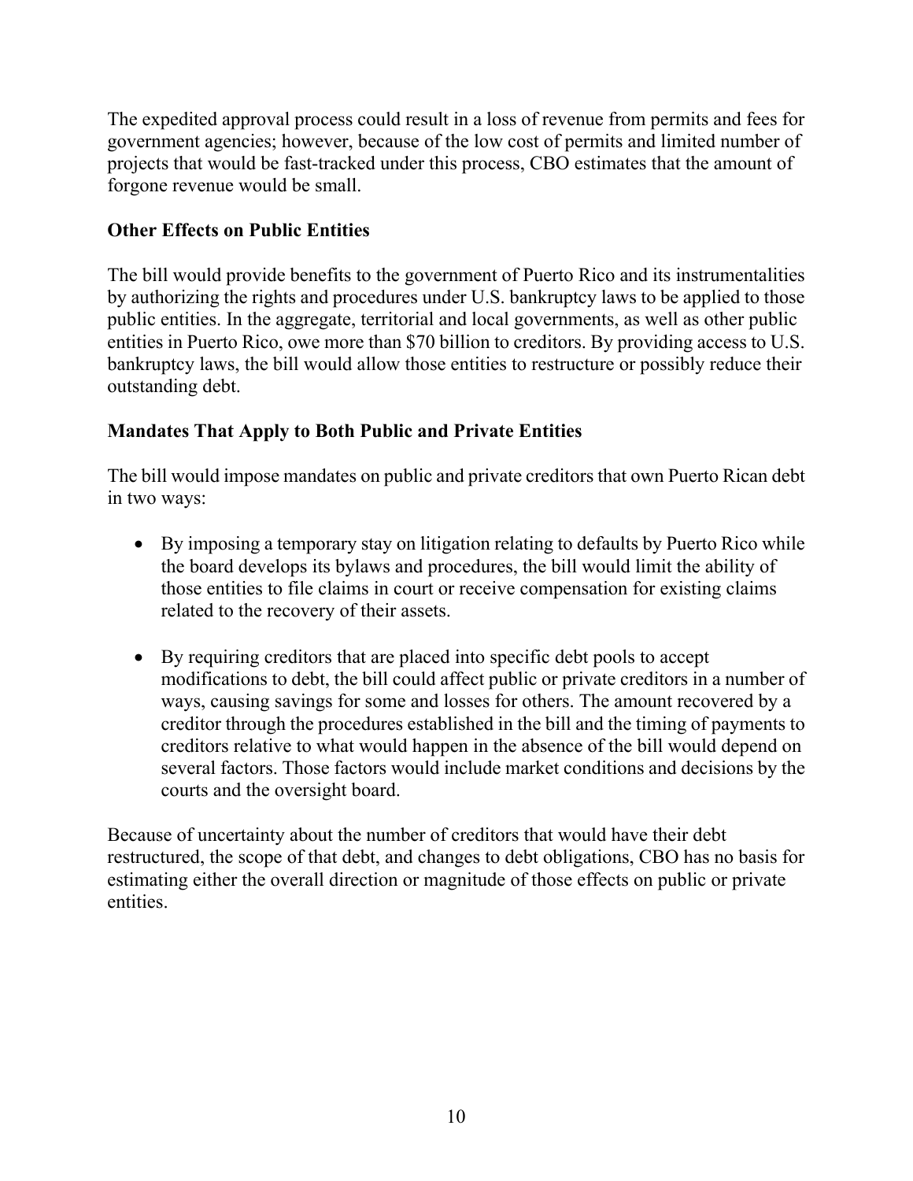The expedited approval process could result in a loss of revenue from permits and fees for government agencies; however, because of the low cost of permits and limited number of projects that would be fast-tracked under this process, CBO estimates that the amount of forgone revenue would be small.

**Other Effects on Public Entities**

The bill would provide benefits to the government of Puerto Rico and its instrumentalities by authorizing the rights and procedures under U.S. bankruptcy laws to be applied to those public entities. In the aggregate, territorial and local governments, as well as other public entities in Puerto Rico, owe more than $70 billion to creditors. By providing access to U.S. bankruptcy laws, the bill would allow those entities to restructure or possibly reduce their outstanding debt.

**Mandates That Apply to Both Public and Private Entities**

The bill would impose mandates on public and private creditors that own Puerto Rican debt in two ways:

- By imposing a temporary stay on litigation relating to defaults by Puerto Rico while the board develops its bylaws and procedures, the bill would limit the ability of those entities to file claims in court or receive compensation for existing claims related to the recovery of their assets.

- By requiring creditors that are placed into specific debt pools to accept modifications to debt, the bill could affect public or private creditors in a number of ways, causing savings for some and losses for others. The amount recovered by a creditor through the procedures established in the bill and the timing of payments to creditors relative to what would happen in the absence of the bill would depend on several factors. Those factors would include market conditions and decisions by the courts and the oversight board.

Because of uncertainty about the number of creditors that would have their debt restructured, the scope of that debt, and changes to debt obligations, CBO has no basis for estimating either the overall direction or magnitude of those effects on public or private entities.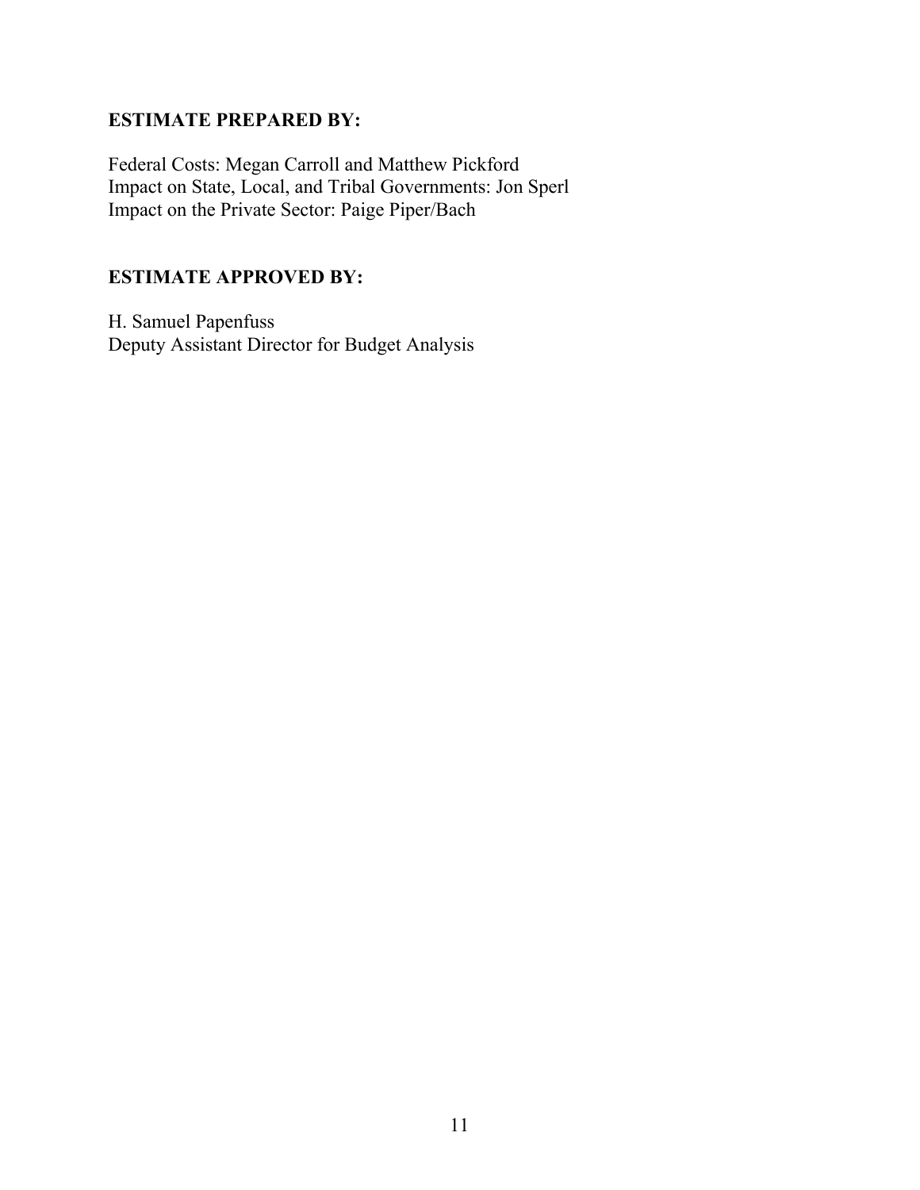**ESTIMATE PREPARED BY:**

Federal Costs: Megan Carroll and Matthew Pickford
Impact on State, Local, and Tribal Governments: Jon Sperl
Impact on the Private Sector: Paige Piper/Bach

**ESTIMATE APPROVED BY:**

H. Samuel Papenfuss
Deputy Assistant Director for Budget Analysis